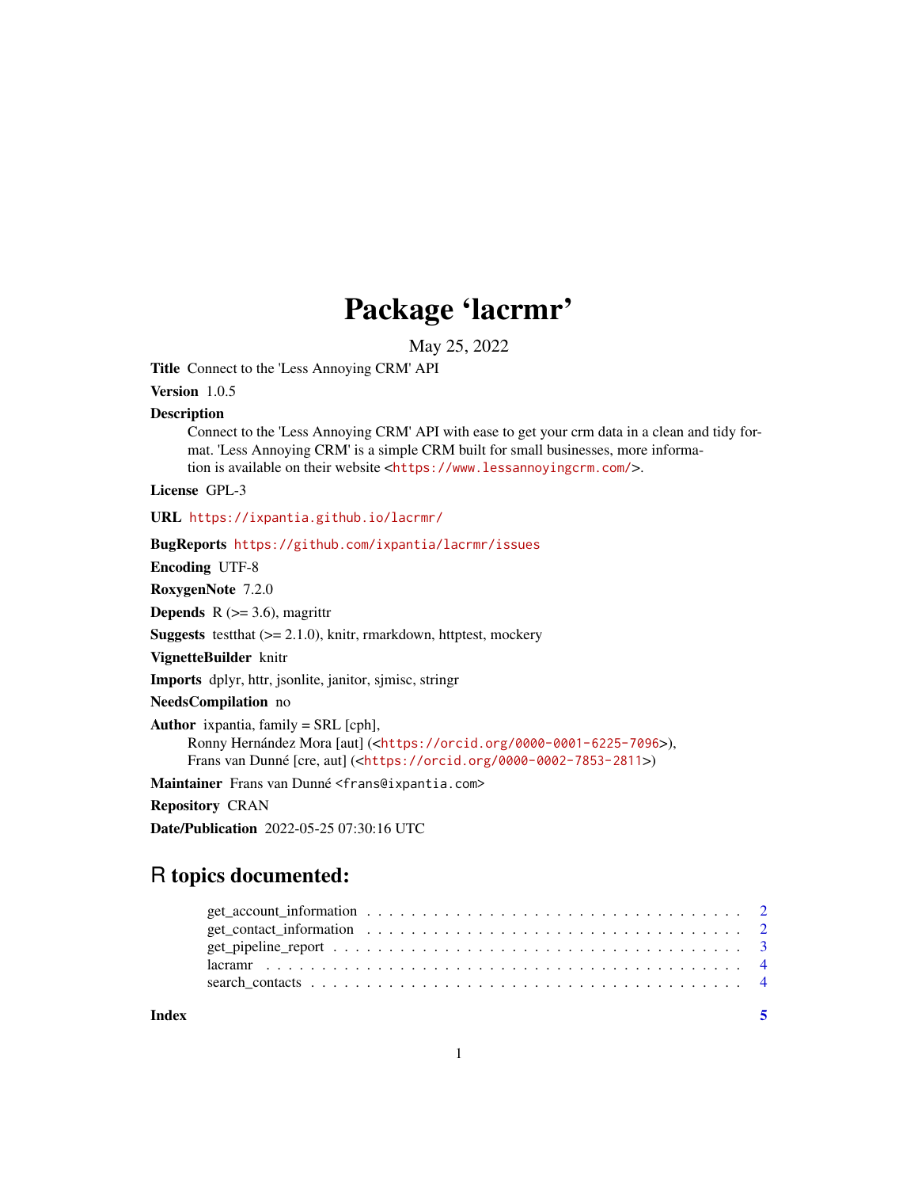# Package 'lacrmr'

May 25, 2022

**Title** Connect to the 'Less Annoying CRM' API

**Version** 1.0.5

**Description** Connect to the 'Less Annoying CRM' API with ease to get your crm data in a clean and tidy format. 'Less Annoying CRM' is a simple CRM built for small businesses, more information is available on their website <https://www.lessannoyingcrm.com/>.

**License** GPL-3

**URL** https://ixpantia.github.io/lacrmr/

**BugReports** https://github.com/ixpantia/lacrmr/issues

**Encoding** UTF-8

**RoxygenNote** 7.2.0

**Depends** R (>= 3.6), magrittr

**Suggests** testthat (>= 2.1.0), knitr, rmarkdown, httptest, mockery

**VignetteBuilder** knitr

**Imports** dplyr, httr, jsonlite, janitor, sjmisc, stringr

**NeedsCompilation** no

**Author** ixpantia, family = SRL [cph],
Ronny Hernández Mora [aut] (<https://orcid.org/0000-0001-6225-7096>),
Frans van Dunné [cre, aut] (<https://orcid.org/0000-0002-7853-2811>)

**Maintainer** Frans van Dunné <frans@ixpantia.com>

**Repository** CRAN

**Date/Publication** 2022-05-25 07:30:16 UTC

## R topics documented:

- get_account_information . . . . . . . . . . . . . . . . . . . . . . . . . . . . . . . . 2
- get_contact_information . . . . . . . . . . . . . . . . . . . . . . . . . . . . . . . . 2
- get_pipeline_report . . . . . . . . . . . . . . . . . . . . . . . . . . . . . . . . . . 3
- lacramr . . . . . . . . . . . . . . . . . . . . . . . . . . . . . . . . . . . . . . . . . 4
- search_contacts . . . . . . . . . . . . . . . . . . . . . . . . . . . . . . . . . . . . . 4

**Index** 5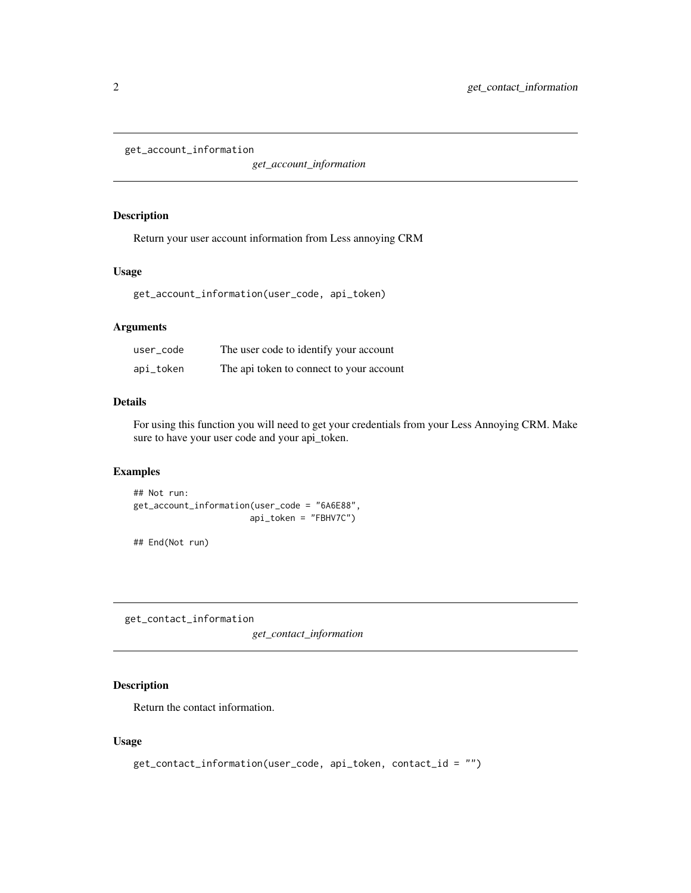## get_account_information

*get_account_information*

### Description

Return your user account information from Less annoying CRM

### Usage

```
get_account_information(user_code, api_token)
```

### Arguments

| | |
|---|---|
| user_code | The user code to identify your account |
| api_token | The api token to connect to your account |

### Details

For using this function you will need to get your credentials from your Less Annoying CRM. Make sure to have your user code and your api_token.

### Examples

```
## Not run:
get_account_information(user_code = "6A6E88",
                        api_token = "FBHV7C")

## End(Not run)
```

## get_contact_information

*get_contact_information*

### Description

Return the contact information.

### Usage

```
get_contact_information(user_code, api_token, contact_id = "")
```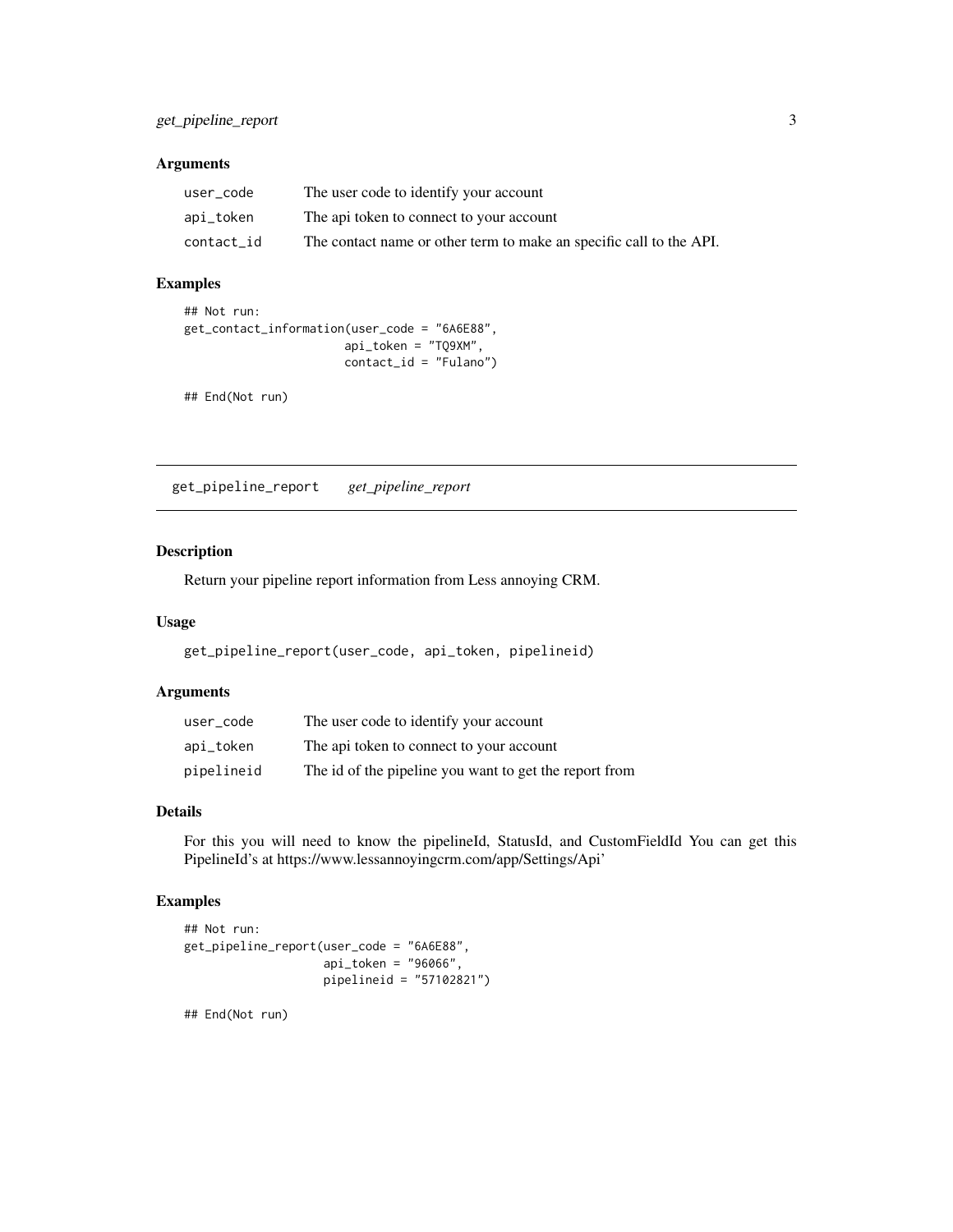### Arguments

| | |
|---|---|
| user_code | The user code to identify your account |
| api_token | The api token to connect to your account |
| contact_id | The contact name or other term to make an specific call to the API. |

### Examples

```
## Not run:
get_contact_information(user_code = "6A6E88",
                        api_token = "TQ9XM",
                        contact_id = "Fulano")

## End(Not run)
```

---

## get_pipeline_report *get_pipeline_report*

---

### Description

Return your pipeline report information from Less annoying CRM.

### Usage

```
get_pipeline_report(user_code, api_token, pipelineid)
```

### Arguments

| | |
|---|---|
| user_code | The user code to identify your account |
| api_token | The api token to connect to your account |
| pipelineid | The id of the pipeline you want to get the report from |

### Details

For this you will need to know the pipelineId, StatusId, and CustomFieldId You can get this PipelineId's at https://www.lessannoyingcrm.com/app/Settings/Api'

### Examples

```
## Not run:
get_pipeline_report(user_code = "6A6E88",
                    api_token = "96066",
                    pipelineid = "57102821")

## End(Not run)
```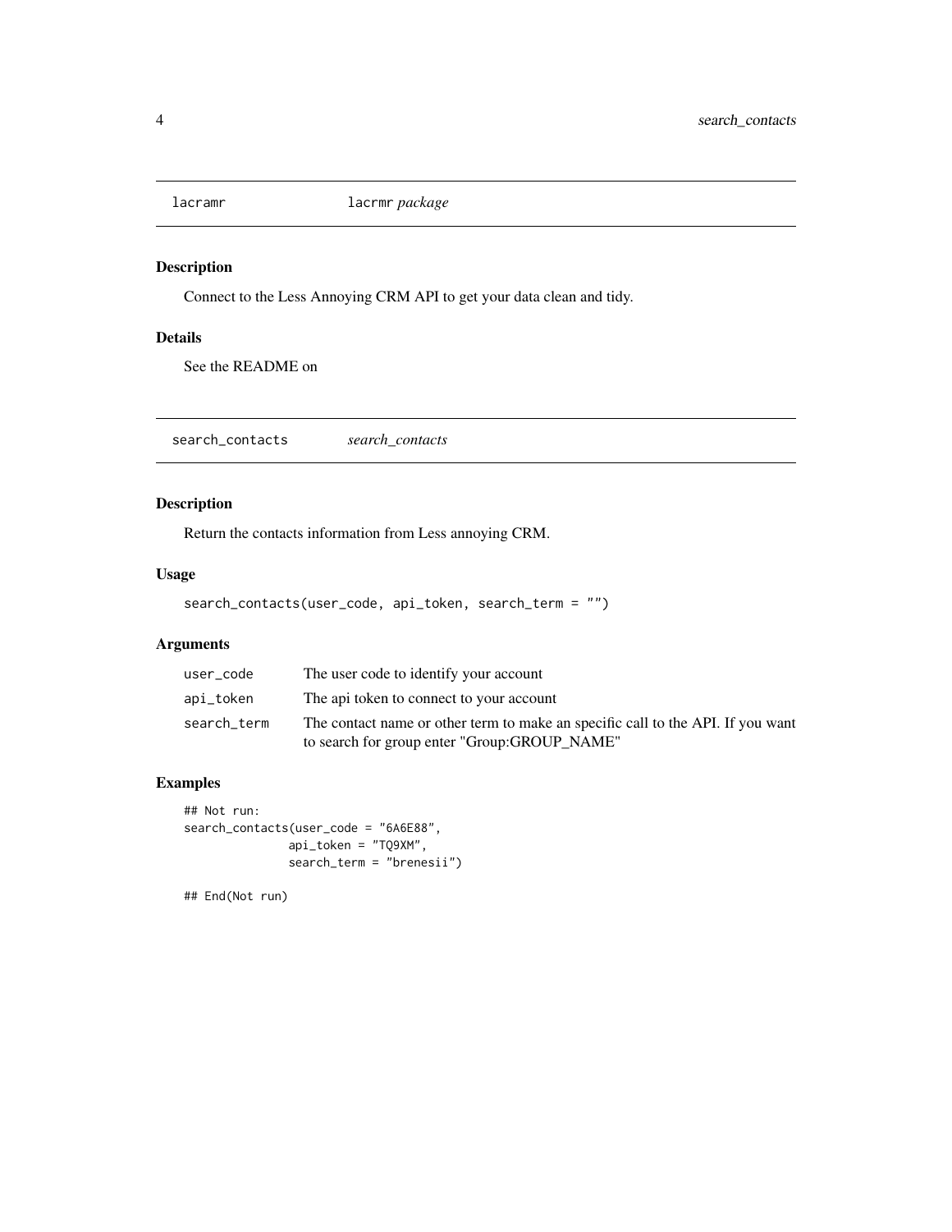lacramr    *lacrmr package*

## Description

Connect to the Less Annoying CRM API to get your data clean and tidy.

## Details

See the README on

search_contacts    *search_contacts*

## Description

Return the contacts information from Less annoying CRM.

## Usage

```
search_contacts(user_code, api_token, search_term = "")
```

## Arguments

| | |
|---|---|
| user_code | The user code to identify your account |
| api_token | The api token to connect to your account |
| search_term | The contact name or other term to make an specific call to the API. If you want to search for group enter "Group:GROUP_NAME" |

## Examples

```
## Not run:
search_contacts(user_code = "6A6E88",
               api_token = "TQ9XM",
               search_term = "brenesii")

## End(Not run)
```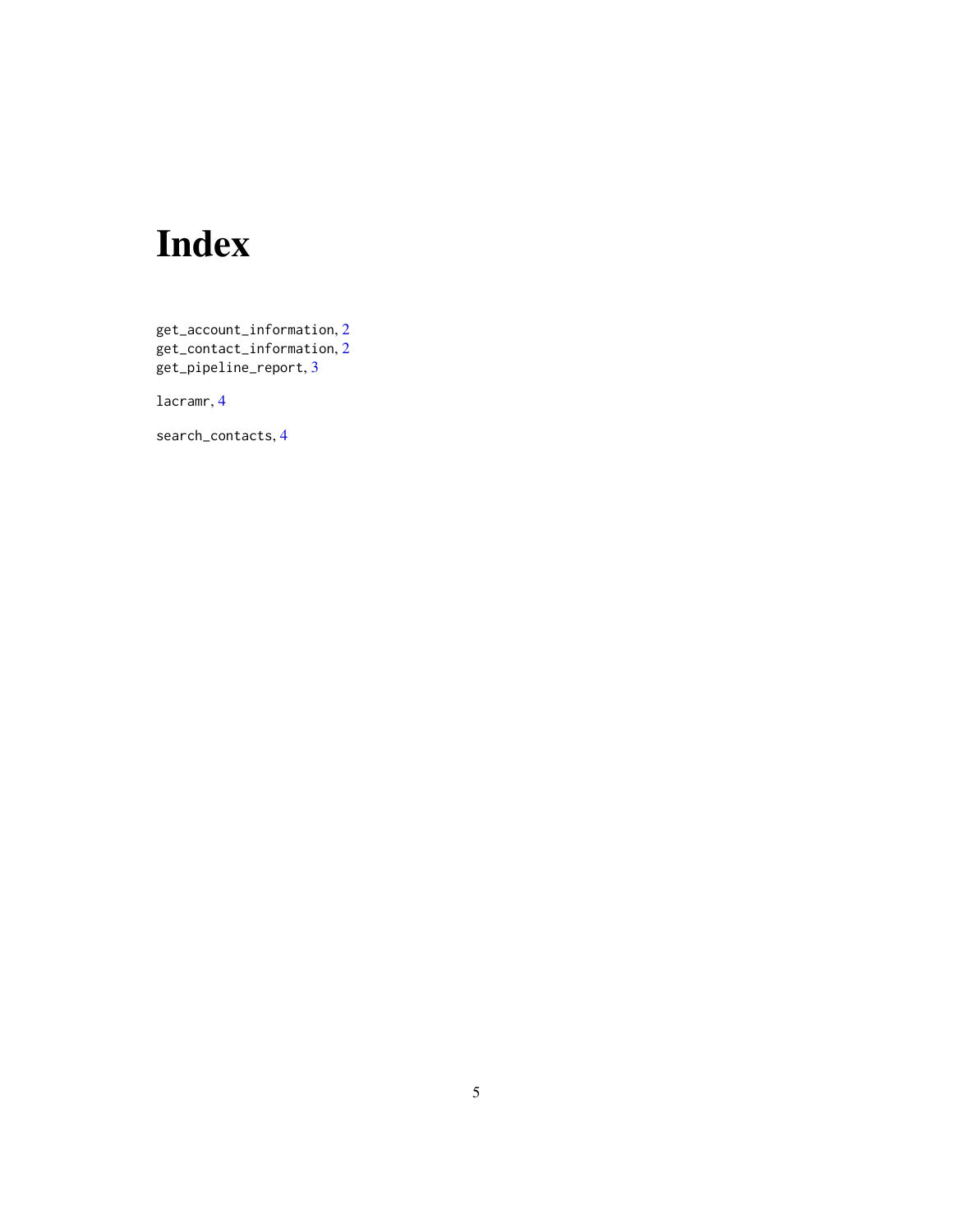# Index

get_account_information, 2
get_contact_information, 2
get_pipeline_report, 3

lacramr, 4

search_contacts, 4